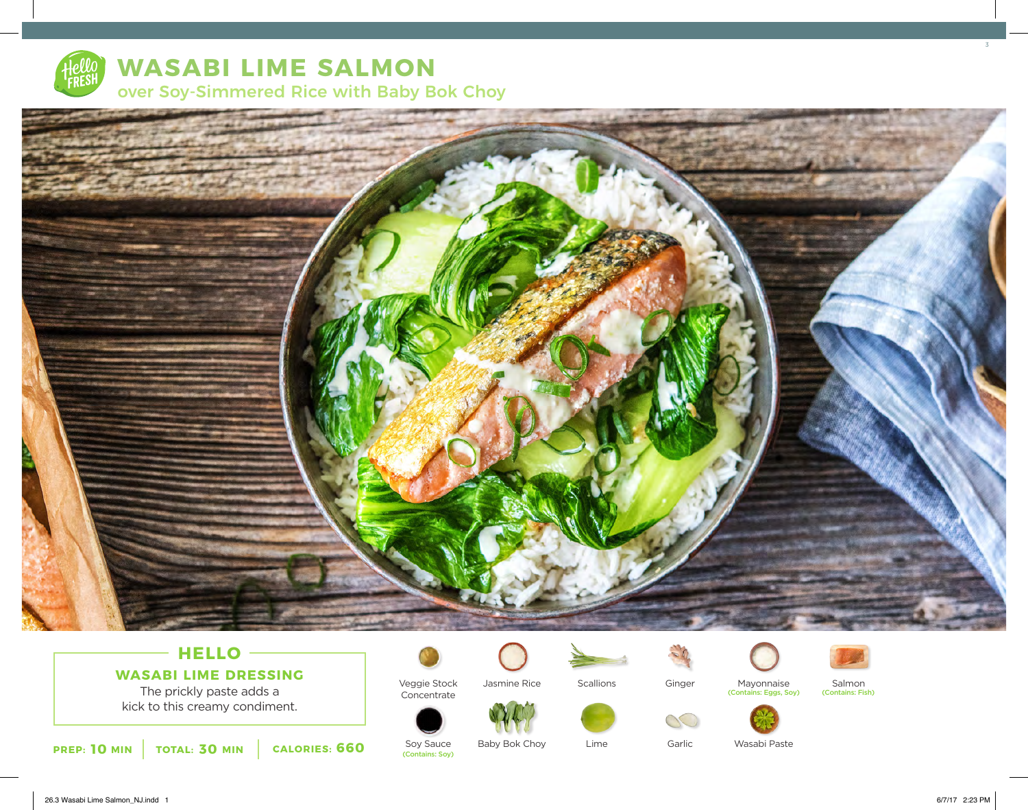# WASABI LIME SALMON

## over Soy-Simmered Rice with Baby Bok Choy

### HELLO

**WASABI LIME DRESSING**

The prickly paste adds a kick to this creamy condiment.

**PREP: 10 MIN** | **TOTAL: 30 MIN** | **CALORIES: 660**

- Veggie Stock Concentrate
- Jasmine Rice
- Scallions
- Ginger
- Mayonnaise (Contains: Eggs, Soy)
- Salmon (Contains: Fish)
- Soy Sauce (Contains: Soy)
- Baby Bok Choy
- Lime
- Garlic
- Wasabi Paste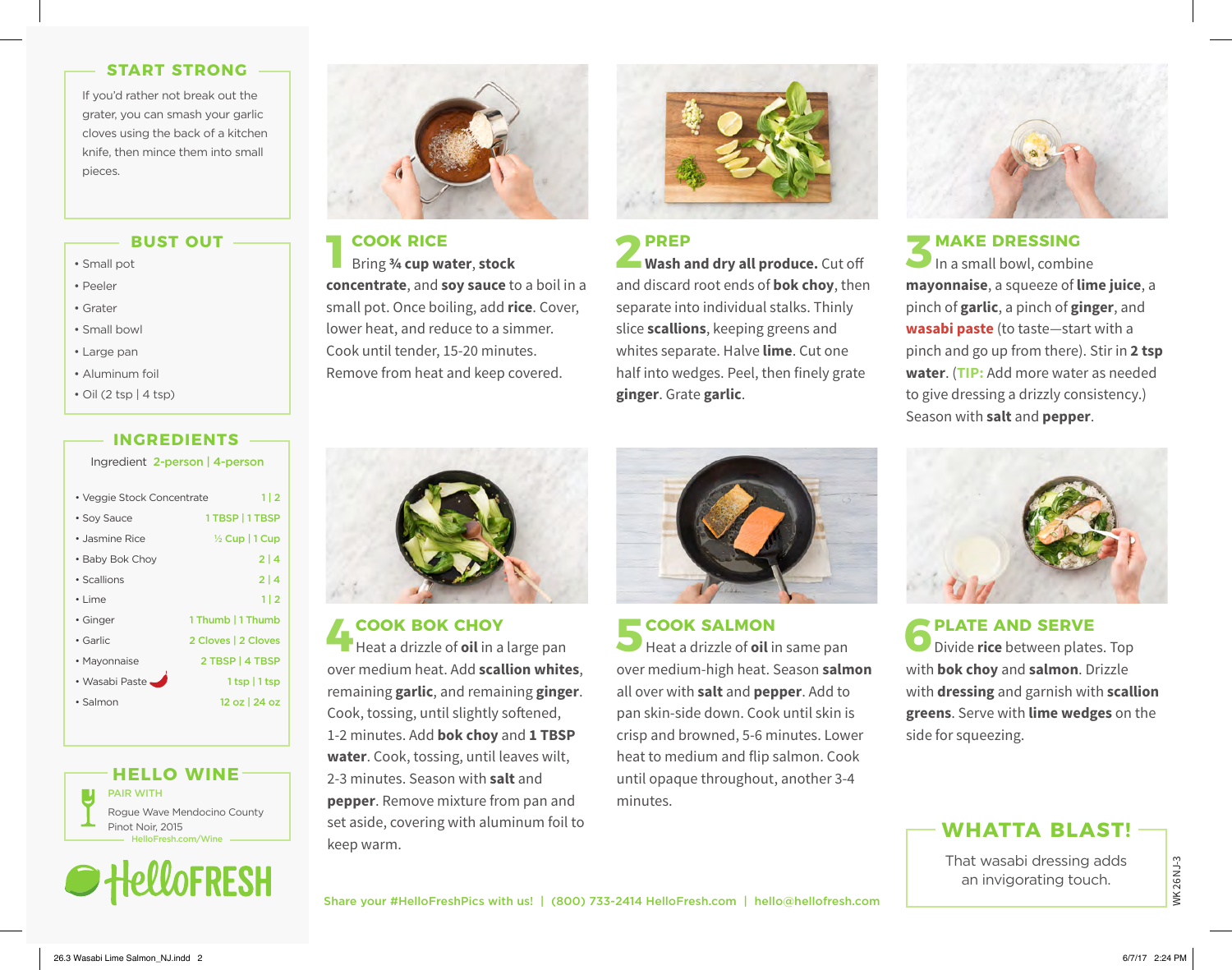## START STRONG

If you'd rather not break out the grater, you can smash your garlic cloves using the back of a kitchen knife, then mince them into small pieces.

## BUST OUT

- Small pot
- Peeler
- Grater
- Small bowl
- Large pan
- Aluminum foil
- Oil (2 tsp | 4 tsp)

## INGREDIENTS

| Ingredient | 2-person \| 4-person |
|---|---|
| Veggie Stock Concentrate | 1 \| 2 |
| Soy Sauce | 1 TBSP \| 1 TBSP |
| Jasmine Rice | ½ Cup \| 1 Cup |
| Baby Bok Choy | 2 \| 4 |
| Scallions | 2 \| 4 |
| Lime | 1 \| 2 |
| Ginger | 1 Thumb \| 1 Thumb |
| Garlic | 2 Cloves \| 2 Cloves |
| Mayonnaise | 2 TBSP \| 4 TBSP |
| Wasabi Paste | 1 tsp \| 1 tsp |
| Salmon | 12 oz \| 24 oz |

## HELLO WINE

PAIR WITH
Rogue Wave Mendocino County Pinot Noir, 2015
HelloFresh.com/Wine

HelloFRESH

## 1 COOK RICE

Bring ¾ **cup water**, **stock concentrate**, and **soy sauce** to a boil in a small pot. Once boiling, add **rice**. Cover, lower heat, and reduce to a simmer. Cook until tender, 15-20 minutes. Remove from heat and keep covered.

## 2 PREP

**Wash and dry all produce.** Cut off and discard root ends of **bok choy**, then separate into individual stalks. Thinly slice **scallions**, keeping greens and whites separate. Halve **lime**. Cut one half into wedges. Peel, then finely grate **ginger**. Grate **garlic**.

## 3 MAKE DRESSING

In a small bowl, combine **mayonnaise**, a squeeze of **lime juice**, a pinch of **garlic**, a pinch of **ginger**, and **wasabi paste** (to taste—start with a pinch and go up from there). Stir in **2 tsp water**. (**TIP:** Add more water as needed to give dressing a drizzly consistency.) Season with **salt** and **pepper**.

## 4 COOK BOK CHOY

Heat a drizzle of **oil** in a large pan over medium heat. Add **scallion whites**, remaining **garlic**, and remaining **ginger**. Cook, tossing, until slightly softened, 1-2 minutes. Add **bok choy** and **1 TBSP water**. Cook, tossing, until leaves wilt, 2-3 minutes. Season with **salt** and **pepper**. Remove mixture from pan and set aside, covering with aluminum foil to keep warm.

## 5 COOK SALMON

Heat a drizzle of **oil** in same pan over medium-high heat. Season **salmon** all over with **salt** and **pepper**. Add to pan skin-side down. Cook until skin is crisp and browned, 5-6 minutes. Lower heat to medium and flip salmon. Cook until opaque throughout, another 3-4 minutes.

## 6 PLATE AND SERVE

Divide **rice** between plates. Top with **bok choy** and **salmon**. Drizzle with **dressing** and garnish with **scallion greens**. Serve with **lime wedges** on the side for squeezing.

## WHATTA BLAST!

That wasabi dressing adds an invigorating touch.

Share your #HelloFreshPics with us! | (800) 733-2414 HelloFresh.com | hello@hellofresh.com

WK26NJ-3